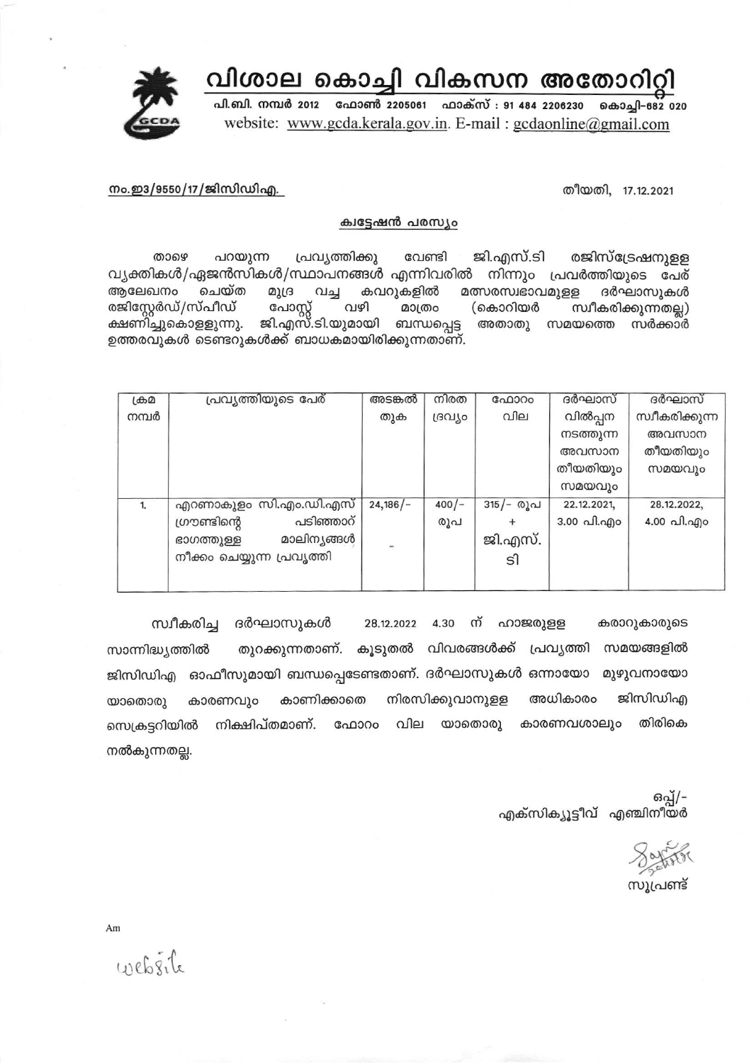# വിശാല കൊച്ചി വികസന അതോറിറ്റി

**പി.ബി. നമ്പർ 2012 ഫോൺ 2205061 ഫാക്സ് : 91 484 2206230 കൊച്ചി-682 020**

website: www.gcda.kerala.gov.in. E-mail : gcdaonline@gmail.com

നം.ഇ3/9550/17/ജിസിഡിഎ. തീയതി, 17.12.2021

## ക്വട്ടേഷൻ പരസ്യം

താഴെ പറയുന്ന പ്രവൃത്തിക്കു വേണ്ടി ജി.എസ്.ടി രജിസ്ട്രേഷനുള്ള വ്യക്തികൾ/ഏജൻസികൾ/സ്ഥാപനങ്ങൾ എന്നിവരിൽ നിന്നും പ്രവർത്തിയുടെ പേര് ആലേഖനം ചെയ്ത മുദ്ര വച്ച കവറുകളിൽ മത്സരസ്വഭാവമുള്ള ദർഘാസുകൾ രജിസ്റ്റേർഡ്/സ്പീഡ് പോസ്റ്റ് വഴി മാത്രം (കൊറിയർ സ്വീകരിക്കുന്നതല്ല) ക്ഷണിച്ചുകൊള്ളുന്നു. ജി.എസ്.ടി.യുമായി ബന്ധപ്പെട്ട അതാതു സമയത്തെ സർക്കാർ ഉത്തരവുകൾ ടെണ്ടറുകൾക്ക് ബാധകമായിരിക്കുന്നതാണ്.

| ക്രമ നമ്പർ | പ്രവൃത്തിയുടെ പേര് | അടങ്കൽ തുക | നിരത ദ്രവ്യം | ഫോറം വില | ദർഘാസ് വിൽപ്പന നടത്തുന്ന അവസാന തീയതിയും സമയവും | ദർഘാസ് സ്വീകരിക്കുന്ന അവസാന തീയതിയും സമയവും |
|---|---|---|---|---|---|---|
| 1. | എറണാകുളം സി.എം.ഡി.എസ് ഗ്രൗണ്ടിന്റെ പടിഞ്ഞാറ് ഭാഗത്തുള്ള മാലിന്യങ്ങൾ നീക്കം ചെയ്യുന്ന പ്രവൃത്തി | 24,186/- | 400/- രൂപ | 315/- രൂപ + ജി.എസ്.ടി | 22.12.2021, 3.00 പി.എം | 28.12.2022, 4.00 പി.എം |

സ്വീകരിച്ച ദർഘാസുകൾ 28.12.2022 4.30 ന് ഹാജരുള്ള കരാറുകാരുടെ സാന്നിദ്ധ്യത്തിൽ തുറക്കുന്നതാണ്. കൂടുതൽ വിവരങ്ങൾക്ക് പ്രവൃത്തി സമയങ്ങളിൽ ജിസിഡിഎ ഓഫീസുമായി ബന്ധപ്പെടേണ്ടതാണ്. ദർഘാസുകൾ ഒന്നായോ മുഴുവനായോ യാതൊരു കാരണവും കാണിക്കാതെ നിരസിക്കുവാനുള്ള അധികാരം ജിസിഡിഎ സെക്രട്ടറിയിൽ നിക്ഷിപ്തമാണ്. ഫോറം വില യാതൊരു കാരണവശാലും തിരികെ നൽകുന്നതല്ല.

ഒപ്പ്/-
എക്സിക്യൂട്ടീവ് എഞ്ചിനീയർ

സൂപ്രണ്ട്

Am

website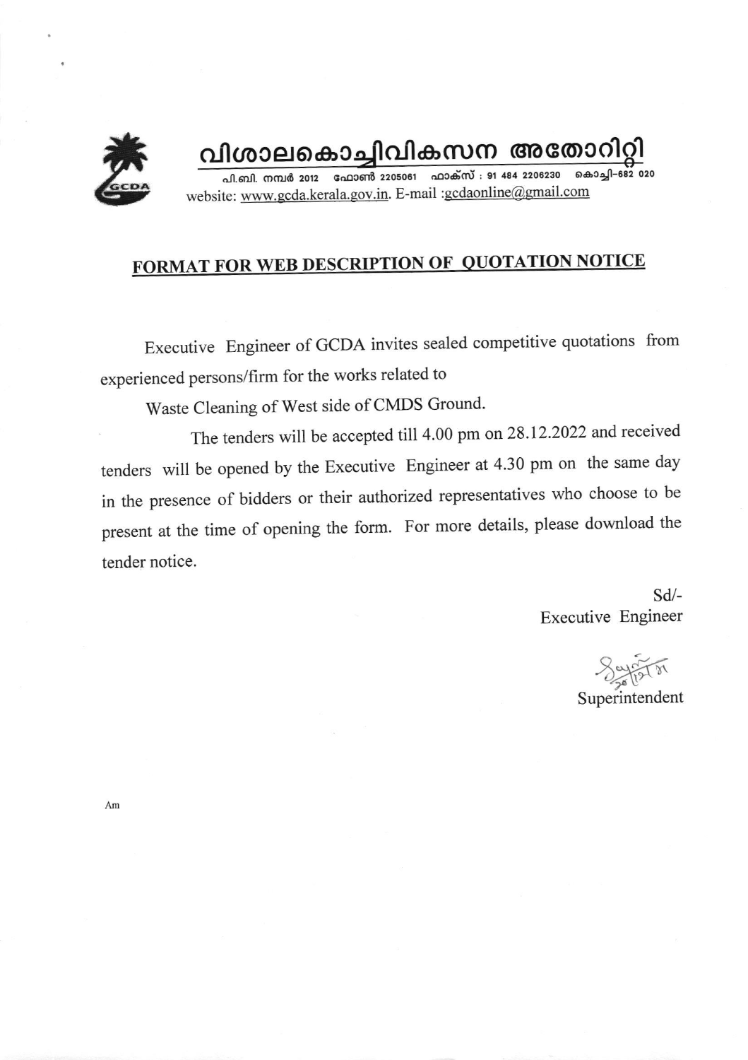# വിശാലകൊച്ചിവികസന അതോറിറ്റി

പി.ബി. നമ്പർ 2012 ഫോൺ 2205061 ഫാക്സ് : 91 484 2206230 കൊച്ചി–682 020

website: www.gcda.kerala.gov.in. E-mail :gcdaonline@gmail.com

## FORMAT FOR WEB DESCRIPTION OF QUOTATION NOTICE

Executive Engineer of GCDA invites sealed competitive quotations from experienced persons/firm for the works related to

Waste Cleaning of West side of CMDS Ground.

The tenders will be accepted till 4.00 pm on 28.12.2022 and received tenders will be opened by the Executive Engineer at 4.30 pm on the same day in the presence of bidders or their authorized representatives who choose to be present at the time of opening the form. For more details, please download the tender notice.

Sd/-
Executive Engineer

Superintendent

Am